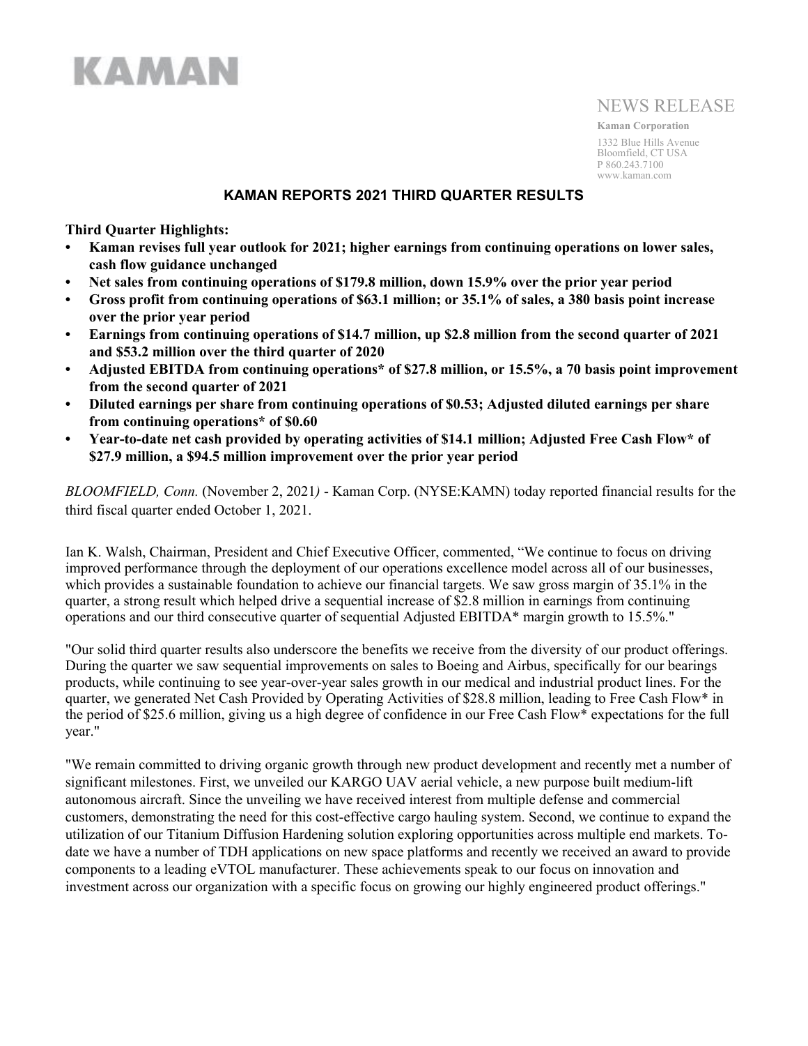KAMAN

NEWS RELEASE

**Kaman Corporation**

1332 Blue Hills Avenue
Bloomfield, CT USA
P 860.243.7100
www.kaman.com

# KAMAN REPORTS 2021 THIRD QUARTER RESULTS

**Third Quarter Highlights:**

- **Kaman revises full year outlook for 2021; higher earnings from continuing operations on lower sales, cash flow guidance unchanged**
- **Net sales from continuing operations of $179.8 million, down 15.9% over the prior year period**
- **Gross profit from continuing operations of $63.1 million; or 35.1% of sales, a 380 basis point increase over the prior year period**
- **Earnings from continuing operations of $14.7 million, up $2.8 million from the second quarter of 2021 and $53.2 million over the third quarter of 2020**
- **Adjusted EBITDA from continuing operations* of $27.8 million, or 15.5%, a 70 basis point improvement from the second quarter of 2021**
- **Diluted earnings per share from continuing operations of $0.53; Adjusted diluted earnings per share from continuing operations* of $0.60**
- **Year-to-date net cash provided by operating activities of $14.1 million; Adjusted Free Cash Flow* of $27.9 million, a $94.5 million improvement over the prior year period**

*BLOOMFIELD, Conn.* (November 2, 2021*)* - Kaman Corp. (NYSE:KAMN) today reported financial results for the third fiscal quarter ended October 1, 2021.

Ian K. Walsh, Chairman, President and Chief Executive Officer, commented, "We continue to focus on driving improved performance through the deployment of our operations excellence model across all of our businesses, which provides a sustainable foundation to achieve our financial targets. We saw gross margin of 35.1% in the quarter, a strong result which helped drive a sequential increase of $2.8 million in earnings from continuing operations and our third consecutive quarter of sequential Adjusted EBITDA* margin growth to 15.5%."

"Our solid third quarter results also underscore the benefits we receive from the diversity of our product offerings. During the quarter we saw sequential improvements on sales to Boeing and Airbus, specifically for our bearings products, while continuing to see year-over-year sales growth in our medical and industrial product lines. For the quarter, we generated Net Cash Provided by Operating Activities of $28.8 million, leading to Free Cash Flow* in the period of $25.6 million, giving us a high degree of confidence in our Free Cash Flow* expectations for the full year."

"We remain committed to driving organic growth through new product development and recently met a number of significant milestones. First, we unveiled our KARGO UAV aerial vehicle, a new purpose built medium-lift autonomous aircraft. Since the unveiling we have received interest from multiple defense and commercial customers, demonstrating the need for this cost-effective cargo hauling system. Second, we continue to expand the utilization of our Titanium Diffusion Hardening solution exploring opportunities across multiple end markets. To-date we have a number of TDH applications on new space platforms and recently we received an award to provide components to a leading eVTOL manufacturer. These achievements speak to our focus on innovation and investment across our organization with a specific focus on growing our highly engineered product offerings."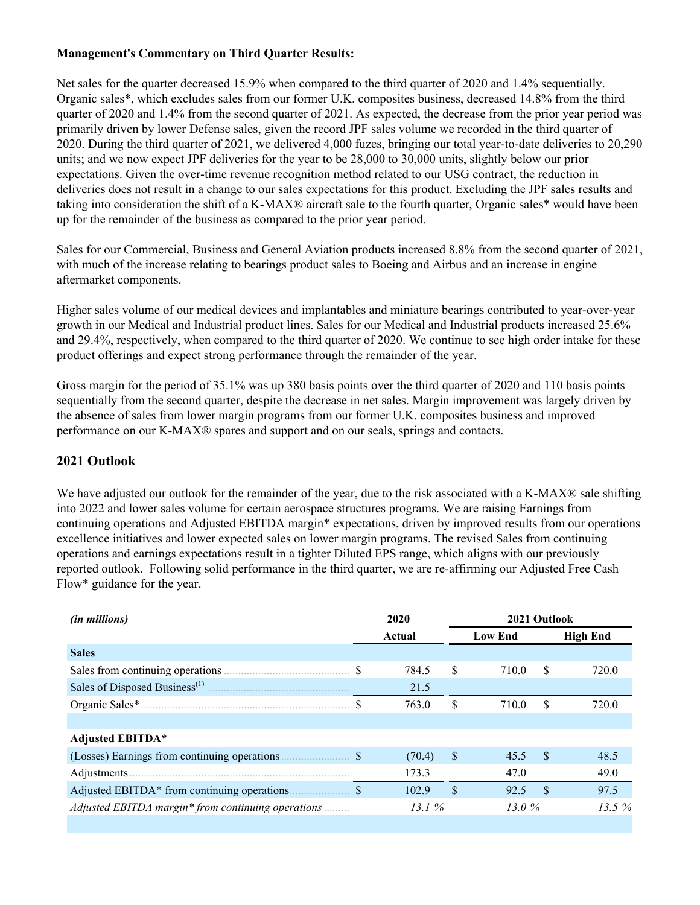**Management's Commentary on Third Quarter Results:**

Net sales for the quarter decreased 15.9% when compared to the third quarter of 2020 and 1.4% sequentially. Organic sales*, which excludes sales from our former U.K. composites business, decreased 14.8% from the third quarter of 2020 and 1.4% from the second quarter of 2021. As expected, the decrease from the prior year period was primarily driven by lower Defense sales, given the record JPF sales volume we recorded in the third quarter of 2020. During the third quarter of 2021, we delivered 4,000 fuzes, bringing our total year-to-date deliveries to 20,290 units; and we now expect JPF deliveries for the year to be 28,000 to 30,000 units, slightly below our prior expectations. Given the over-time revenue recognition method related to our USG contract, the reduction in deliveries does not result in a change to our sales expectations for this product. Excluding the JPF sales results and taking into consideration the shift of a K-MAX® aircraft sale to the fourth quarter, Organic sales* would have been up for the remainder of the business as compared to the prior year period.

Sales for our Commercial, Business and General Aviation products increased 8.8% from the second quarter of 2021, with much of the increase relating to bearings product sales to Boeing and Airbus and an increase in engine aftermarket components.

Higher sales volume of our medical devices and implantables and miniature bearings contributed to year-over-year growth in our Medical and Industrial product lines. Sales for our Medical and Industrial products increased 25.6% and 29.4%, respectively, when compared to the third quarter of 2020. We continue to see high order intake for these product offerings and expect strong performance through the remainder of the year.

Gross margin for the period of 35.1% was up 380 basis points over the third quarter of 2020 and 110 basis points sequentially from the second quarter, despite the decrease in net sales. Margin improvement was largely driven by the absence of sales from lower margin programs from our former U.K. composites business and improved performance on our K-MAX® spares and support and on our seals, springs and contacts.

## 2021 Outlook

We have adjusted our outlook for the remainder of the year, due to the risk associated with a K-MAX® sale shifting into 2022 and lower sales volume for certain aerospace structures programs. We are raising Earnings from continuing operations and Adjusted EBITDA margin* expectations, driven by improved results from our operations excellence initiatives and lower expected sales on lower margin programs. The revised Sales from continuing operations and earnings expectations result in a tighter Diluted EPS range, which aligns with our previously reported outlook. Following solid performance in the third quarter, we are re-affirming our Adjusted Free Cash Flow* guidance for the year.

| *(in millions)* | 2020 | 2021 Outlook | |
|---|---|---|---|
| | Actual | Low End | High End |
| **Sales** | | | |
| Sales from continuing operations | $ 784.5 | $ 710.0 | $ 720.0 |
| Sales of Disposed Business[1] | 21.5 | — | — |
| Organic Sales* | $ 763.0 | $ 710.0 | $ 720.0 |
| | | | |
| **Adjusted EBITDA*** | | | |
| (Losses) Earnings from continuing operations | $ (70.4) | $ 45.5 | $ 48.5 |
| Adjustments | 173.3 | 47.0 | 49.0 |
| Adjusted EBITDA* from continuing operations | $ 102.9 | $ 92.5 | $ 97.5 |
| *Adjusted EBITDA margin* from continuing operations* | *13.1 %* | *13.0 %* | *13.5 %* |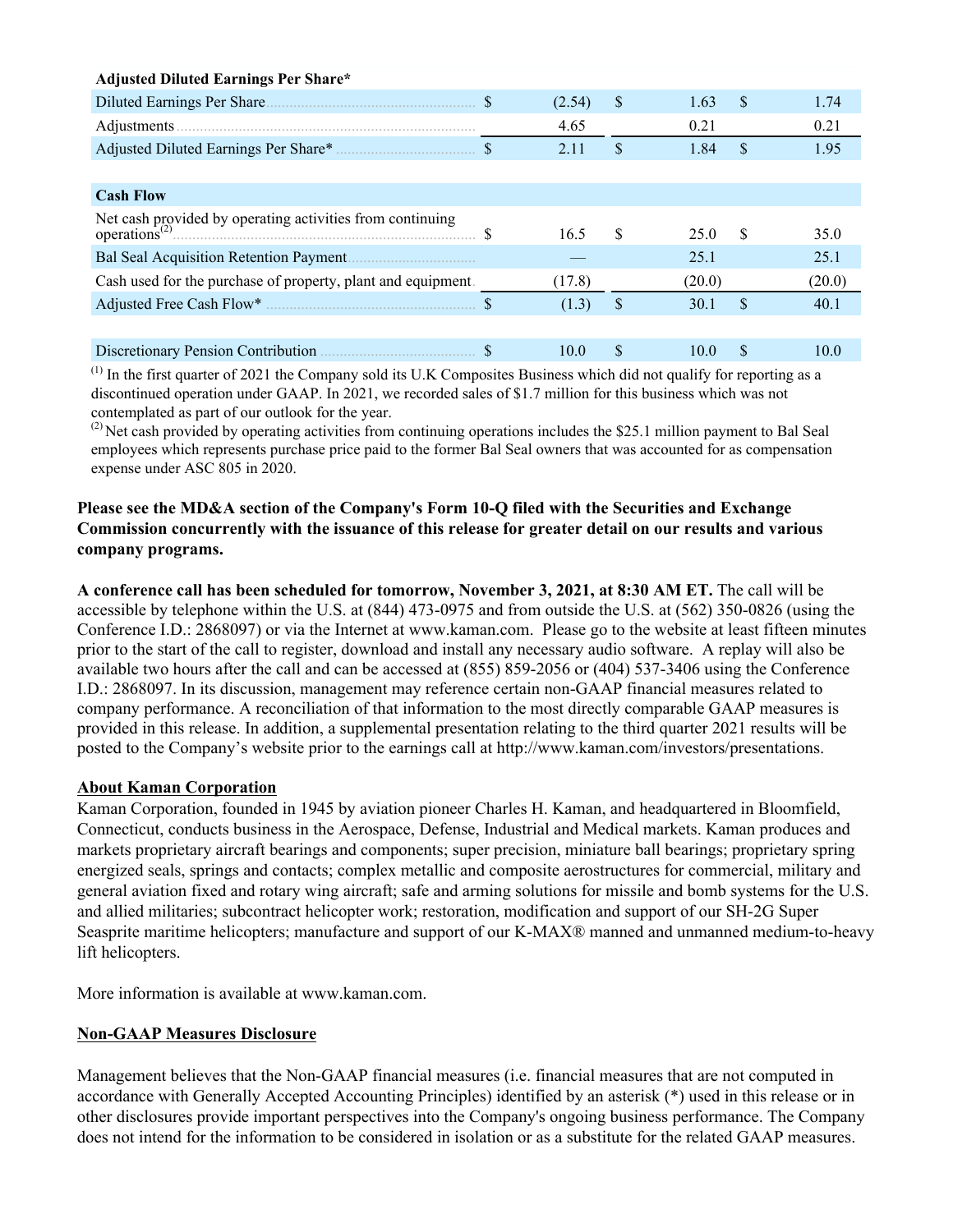| **Adjusted Diluted Earnings Per Share*** | | | |
|---|---|---|---|
| Diluted Earnings Per Share | $ (2.54) | $ 1.63 | $ 1.74 |
| Adjustments | 4.65 | 0.21 | 0.21 |
| Adjusted Diluted Earnings Per Share* | $ 2.11 | $ 1.84 | $ 1.95 |
| | | | |
| **Cash Flow** | | | |
| Net cash provided by operating activities from continuing operations[(2)] | $ 16.5 | $ 25.0 | $ 35.0 |
| Bal Seal Acquisition Retention Payment | — | 25.1 | 25.1 |
| Cash used for the purchase of property, plant and equipment | (17.8) | (20.0) | (20.0) |
| Adjusted Free Cash Flow* | $ (1.3) | $ 30.1 | $ 40.1 |
| | | | |
| Discretionary Pension Contribution | $ 10.0 | $ 10.0 | $ 10.0 |

[(1)] In the first quarter of 2021 the Company sold its U.K Composites Business which did not qualify for reporting as a discontinued operation under GAAP. In 2021, we recorded sales of $1.7 million for this business which was not contemplated as part of our outlook for the year.

[(2)] Net cash provided by operating activities from continuing operations includes the $25.1 million payment to Bal Seal employees which represents purchase price paid to the former Bal Seal owners that was accounted for as compensation expense under ASC 805 in 2020.

**Please see the MD&A section of the Company's Form 10-Q filed with the Securities and Exchange Commission concurrently with the issuance of this release for greater detail on our results and various company programs.**

**A conference call has been scheduled for tomorrow, November 3, 2021, at 8:30 AM ET.** The call will be accessible by telephone within the U.S. at (844) 473-0975 and from outside the U.S. at (562) 350-0826 (using the Conference I.D.: 2868097) or via the Internet at www.kaman.com. Please go to the website at least fifteen minutes prior to the start of the call to register, download and install any necessary audio software. A replay will also be available two hours after the call and can be accessed at (855) 859-2056 or (404) 537-3406 using the Conference I.D.: 2868097. In its discussion, management may reference certain non-GAAP financial measures related to company performance. A reconciliation of that information to the most directly comparable GAAP measures is provided in this release. In addition, a supplemental presentation relating to the third quarter 2021 results will be posted to the Company's website prior to the earnings call at http://www.kaman.com/investors/presentations.

**About Kaman Corporation**

Kaman Corporation, founded in 1945 by aviation pioneer Charles H. Kaman, and headquartered in Bloomfield, Connecticut, conducts business in the Aerospace, Defense, Industrial and Medical markets. Kaman produces and markets proprietary aircraft bearings and components; super precision, miniature ball bearings; proprietary spring energized seals, springs and contacts; complex metallic and composite aerostructures for commercial, military and general aviation fixed and rotary wing aircraft; safe and arming solutions for missile and bomb systems for the U.S. and allied militaries; subcontract helicopter work; restoration, modification and support of our SH-2G Super Seasprite maritime helicopters; manufacture and support of our K-MAX® manned and unmanned medium-to-heavy lift helicopters.

More information is available at www.kaman.com.

**Non-GAAP Measures Disclosure**

Management believes that the Non-GAAP financial measures (i.e. financial measures that are not computed in accordance with Generally Accepted Accounting Principles) identified by an asterisk (*) used in this release or in other disclosures provide important perspectives into the Company's ongoing business performance. The Company does not intend for the information to be considered in isolation or as a substitute for the related GAAP measures.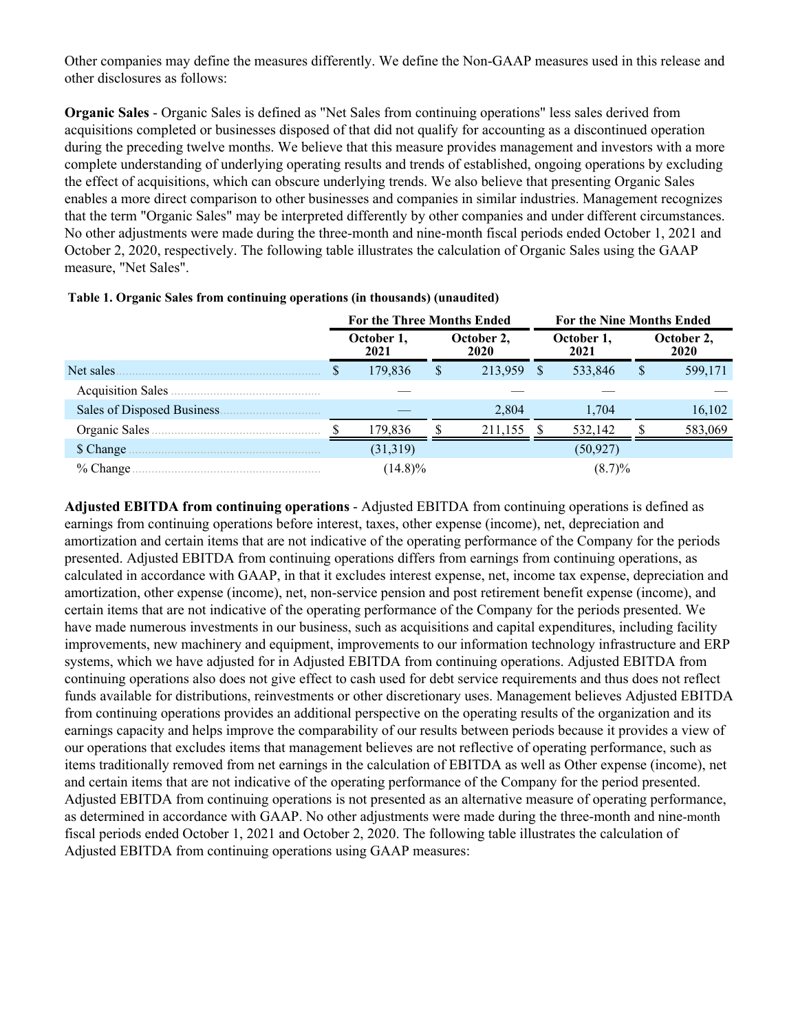Other companies may define the measures differently. We define the Non-GAAP measures used in this release and other disclosures as follows:

**Organic Sales** - Organic Sales is defined as "Net Sales from continuing operations" less sales derived from acquisitions completed or businesses disposed of that did not qualify for accounting as a discontinued operation during the preceding twelve months. We believe that this measure provides management and investors with a more complete understanding of underlying operating results and trends of established, ongoing operations by excluding the effect of acquisitions, which can obscure underlying trends. We also believe that presenting Organic Sales enables a more direct comparison to other businesses and companies in similar industries. Management recognizes that the term "Organic Sales" may be interpreted differently by other companies and under different circumstances. No other adjustments were made during the three-month and nine-month fiscal periods ended October 1, 2021 and October 2, 2020, respectively. The following table illustrates the calculation of Organic Sales using the GAAP measure, "Net Sales".

**Table 1. Organic Sales from continuing operations (in thousands) (unaudited)**

| | For the Three Months Ended | | For the Nine Months Ended | |
|---|---|---|---|---|
| | October 1, 2021 | October 2, 2020 | October 1, 2021 | October 2, 2020 |
| Net sales | $ 179,836 | $ 213,959 | $ 533,846 | $ 599,171 |
| Acquisition Sales | — | — | — | — |
| Sales of Disposed Business | — | 2,804 | 1,704 | 16,102 |
| Organic Sales | $ 179,836 | $ 211,155 | $ 532,142 | $ 583,069 |
| $ Change | (31,319) | | (50,927) | |
| % Change | (14.8)% | | (8.7)% | |

**Adjusted EBITDA from continuing operations** - Adjusted EBITDA from continuing operations is defined as earnings from continuing operations before interest, taxes, other expense (income), net, depreciation and amortization and certain items that are not indicative of the operating performance of the Company for the periods presented. Adjusted EBITDA from continuing operations differs from earnings from continuing operations, as calculated in accordance with GAAP, in that it excludes interest expense, net, income tax expense, depreciation and amortization, other expense (income), net, non-service pension and post retirement benefit expense (income), and certain items that are not indicative of the operating performance of the Company for the periods presented. We have made numerous investments in our business, such as acquisitions and capital expenditures, including facility improvements, new machinery and equipment, improvements to our information technology infrastructure and ERP systems, which we have adjusted for in Adjusted EBITDA from continuing operations. Adjusted EBITDA from continuing operations also does not give effect to cash used for debt service requirements and thus does not reflect funds available for distributions, reinvestments or other discretionary uses. Management believes Adjusted EBITDA from continuing operations provides an additional perspective on the operating results of the organization and its earnings capacity and helps improve the comparability of our results between periods because it provides a view of our operations that excludes items that management believes are not reflective of operating performance, such as items traditionally removed from net earnings in the calculation of EBITDA as well as Other expense (income), net and certain items that are not indicative of the operating performance of the Company for the period presented. Adjusted EBITDA from continuing operations is not presented as an alternative measure of operating performance, as determined in accordance with GAAP. No other adjustments were made during the three-month and nine-month fiscal periods ended October 1, 2021 and October 2, 2020. The following table illustrates the calculation of Adjusted EBITDA from continuing operations using GAAP measures: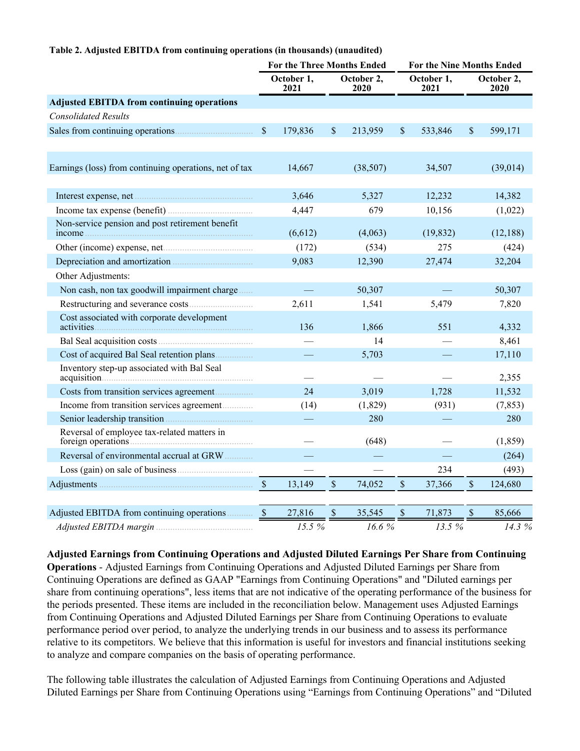**Table 2. Adjusted EBITDA from continuing operations (in thousands) (unaudited)**

| | For the Three Months Ended | | For the Nine Months Ended | |
|---|---|---|---|---|
| | October 1, 2021 | October 2, 2020 | October 1, 2021 | October 2, 2020 |
| **Adjusted EBITDA from continuing operations** | | | | |
| *Consolidated Results* | | | | |
| Sales from continuing operations | $ 179,836 | $ 213,959 | $ 533,846 | $ 599,171 |
| | | | | |
| Earnings (loss) from continuing operations, net of tax | 14,667 | (38,507) | 34,507 | (39,014) |
| | | | | |
| Interest expense, net | 3,646 | 5,327 | 12,232 | 14,382 |
| Income tax expense (benefit) | 4,447 | 679 | 10,156 | (1,022) |
| Non-service pension and post retirement benefit income | (6,612) | (4,063) | (19,832) | (12,188) |
| Other (income) expense, net | (172) | (534) | 275 | (424) |
| Depreciation and amortization | 9,083 | 12,390 | 27,474 | 32,204 |
| Other Adjustments: | | | | |
| Non cash, non tax goodwill impairment charge | — | 50,307 | — | 50,307 |
| Restructuring and severance costs | 2,611 | 1,541 | 5,479 | 7,820 |
| Cost associated with corporate development activities | 136 | 1,866 | 551 | 4,332 |
| Bal Seal acquisition costs | — | 14 | — | 8,461 |
| Cost of acquired Bal Seal retention plans | — | 5,703 | — | 17,110 |
| Inventory step-up associated with Bal Seal acquisition | — | — | — | 2,355 |
| Costs from transition services agreement | 24 | 3,019 | 1,728 | 11,532 |
| Income from transition services agreement | (14) | (1,829) | (931) | (7,853) |
| Senior leadership transition | — | 280 | — | 280 |
| Reversal of employee tax-related matters in foreign operations | — | (648) | — | (1,859) |
| Reversal of environmental accrual at GRW | — | — | — | (264) |
| Loss (gain) on sale of business | — | — | 234 | (493) |
| Adjustments | $ 13,149 | $ 74,052 | $ 37,366 | $ 124,680 |
| | | | | |
| Adjusted EBITDA from continuing operations | $ 27,816 | $ 35,545 | $ 71,873 | $ 85,666 |
| *Adjusted EBITDA margin* | *15.5 %* | *16.6 %* | *13.5 %* | *14.3 %* |

**Adjusted Earnings from Continuing Operations and Adjusted Diluted Earnings Per Share from Continuing Operations** - Adjusted Earnings from Continuing Operations and Adjusted Diluted Earnings per Share from Continuing Operations are defined as GAAP "Earnings from Continuing Operations" and "Diluted earnings per share from continuing operations", less items that are not indicative of the operating performance of the business for the periods presented. These items are included in the reconciliation below. Management uses Adjusted Earnings from Continuing Operations and Adjusted Diluted Earnings per Share from Continuing Operations to evaluate performance period over period, to analyze the underlying trends in our business and to assess its performance relative to its competitors. We believe that this information is useful for investors and financial institutions seeking to analyze and compare companies on the basis of operating performance.

The following table illustrates the calculation of Adjusted Earnings from Continuing Operations and Adjusted Diluted Earnings per Share from Continuing Operations using “Earnings from Continuing Operations” and “Diluted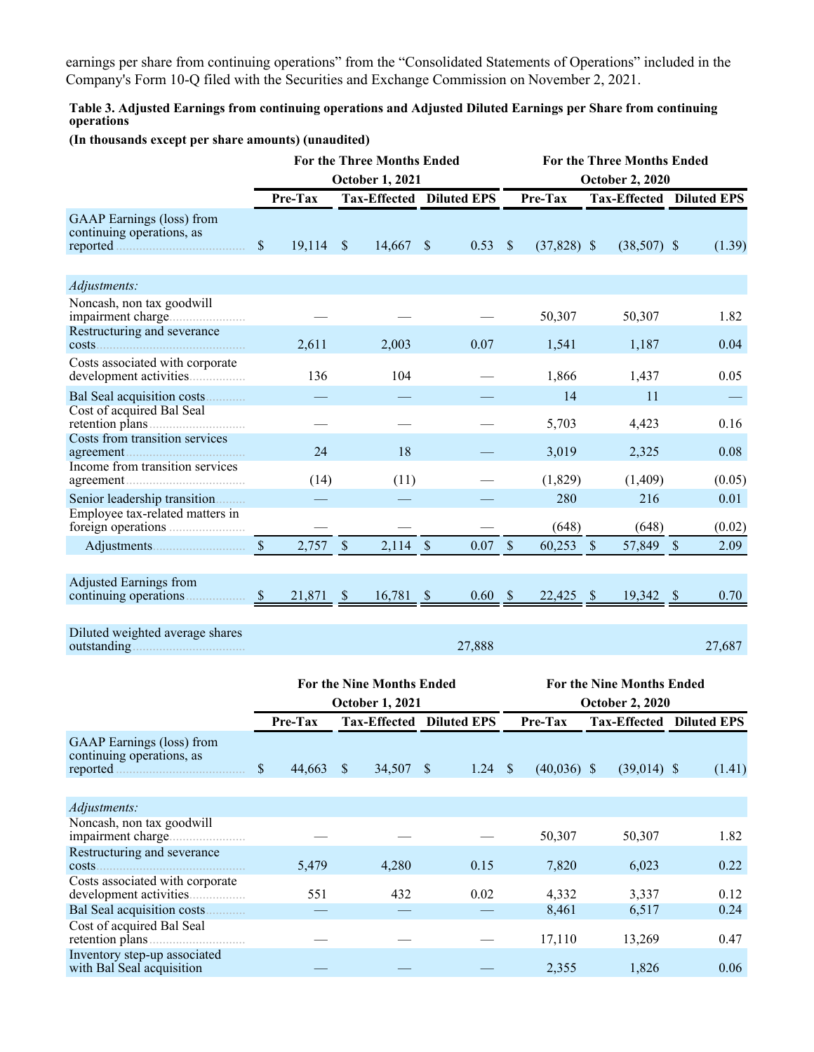earnings per share from continuing operations" from the "Consolidated Statements of Operations" included in the Company's Form 10-Q filed with the Securities and Exchange Commission on November 2, 2021.

**Table 3. Adjusted Earnings from continuing operations and Adjusted Diluted Earnings per Share from continuing operations**

**(In thousands except per share amounts) (unaudited)**

| | For the Three Months Ended October 1, 2021 | | | For the Three Months Ended October 2, 2020 | | |
|---|---|---|---|---|---|---|
| | Pre-Tax | Tax-Effected | Diluted EPS | Pre-Tax | Tax-Effected | Diluted EPS |
| GAAP Earnings (loss) from continuing operations, as reported | $ 19,114 | $ 14,667 | $ 0.53 | $ (37,828) | $ (38,507) | $ (1.39) |
| *Adjustments:* | | | | | | |
| Noncash, non tax goodwill impairment charge | — | — | — | 50,307 | 50,307 | 1.82 |
| Restructuring and severance costs | 2,611 | 2,003 | 0.07 | 1,541 | 1,187 | 0.04 |
| Costs associated with corporate development activities | 136 | 104 | — | 1,866 | 1,437 | 0.05 |
| Bal Seal acquisition costs | — | — | — | 14 | 11 | — |
| Cost of acquired Bal Seal retention plans | — | — | — | 5,703 | 4,423 | 0.16 |
| Costs from transition services agreement | 24 | 18 | — | 3,019 | 2,325 | 0.08 |
| Income from transition services agreement | (14) | (11) | — | (1,829) | (1,409) | (0.05) |
| Senior leadership transition | — | — | — | 280 | 216 | 0.01 |
| Employee tax-related matters in foreign operations | — | — | — | (648) | (648) | (0.02) |
| Adjustments | $ 2,757 | $ 2,114 | $ 0.07 | $ 60,253 | $ 57,849 | $ 2.09 |
| Adjusted Earnings from continuing operations | $ 21,871 | $ 16,781 | $ 0.60 | $ 22,425 | $ 19,342 | $ 0.70 |
| Diluted weighted average shares outstanding | | | 27,888 | | | 27,687 |

| | For the Nine Months Ended October 1, 2021 | | | For the Nine Months Ended October 2, 2020 | | |
|---|---|---|---|---|---|---|
| | Pre-Tax | Tax-Effected | Diluted EPS | Pre-Tax | Tax-Effected | Diluted EPS |
| GAAP Earnings (loss) from continuing operations, as reported | $ 44,663 | $ 34,507 | $ 1.24 | $ (40,036) | $ (39,014) | $ (1.41) |
| *Adjustments:* | | | | | | |
| Noncash, non tax goodwill impairment charge | — | — | — | 50,307 | 50,307 | 1.82 |
| Restructuring and severance costs | 5,479 | 4,280 | 0.15 | 7,820 | 6,023 | 0.22 |
| Costs associated with corporate development activities | 551 | 432 | 0.02 | 4,332 | 3,337 | 0.12 |
| Bal Seal acquisition costs | — | — | — | 8,461 | 6,517 | 0.24 |
| Cost of acquired Bal Seal retention plans | — | — | — | 17,110 | 13,269 | 0.47 |
| Inventory step-up associated with Bal Seal acquisition | — | — | — | 2,355 | 1,826 | 0.06 |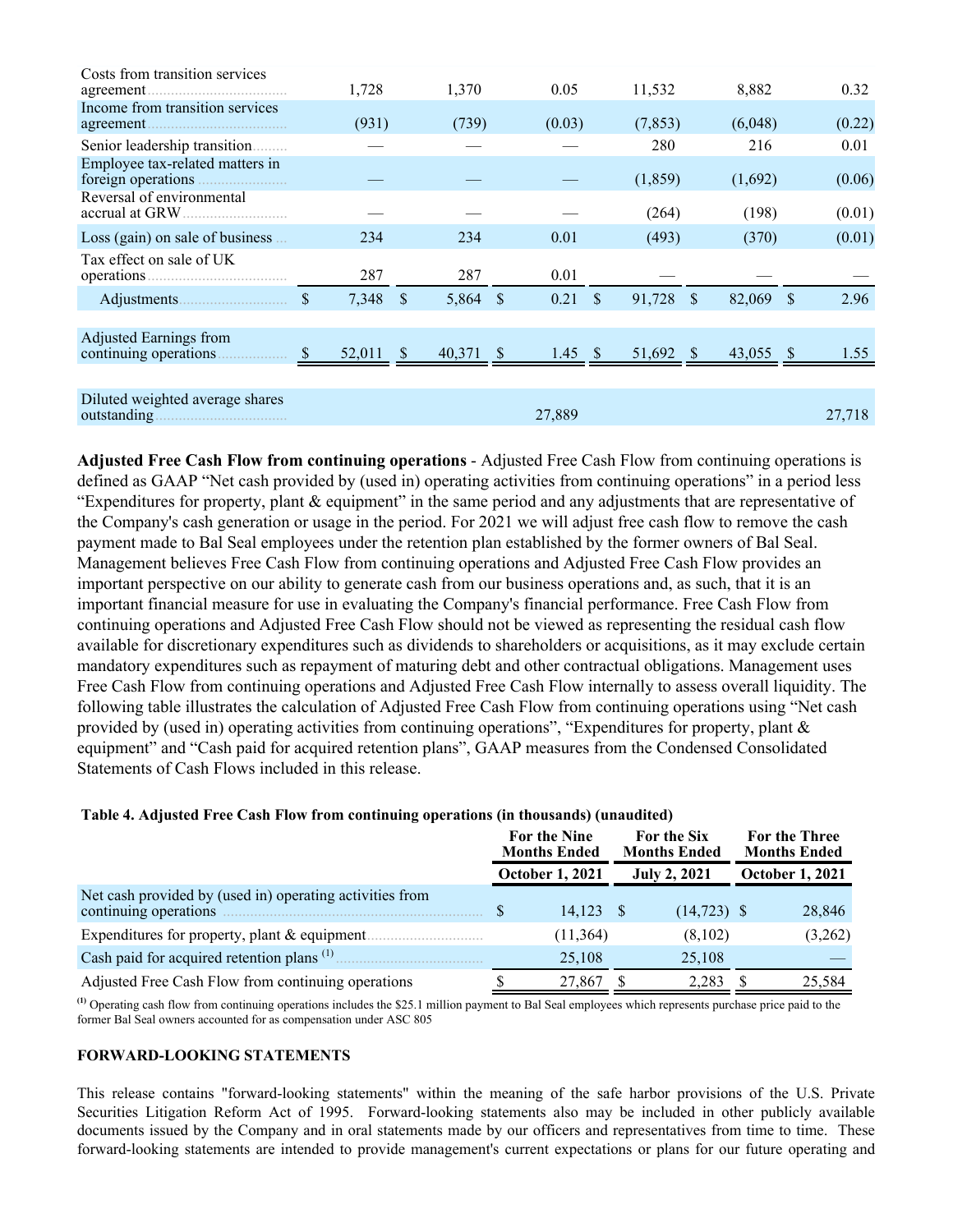| | | | | | | |
|---|---|---|---|---|---|---|
| Costs from transition services agreement | 1,728 | 1,370 | 0.05 | 11,532 | 8,882 | 0.32 |
| Income from transition services agreement | (931) | (739) | (0.03) | (7,853) | (6,048) | (0.22) |
| Senior leadership transition | — | — | — | 280 | 216 | 0.01 |
| Employee tax-related matters in foreign operations | — | — | — | (1,859) | (1,692) | (0.06) |
| Reversal of environmental accrual at GRW | — | — | — | (264) | (198) | (0.01) |
| Loss (gain) on sale of business | 234 | 234 | 0.01 | (493) | (370) | (0.01) |
| Tax effect on sale of UK operations | 287 | 287 | 0.01 | — | — | — |
| Adjustments | $ 7,348 | $ 5,864 | $ 0.21 | $ 91,728 | $ 82,069 | $ 2.96 |
| | | | | | | |
| Adjusted Earnings from continuing operations | $ 52,011 | $ 40,371 | $ 1.45 | $ 51,692 | $ 43,055 | $ 1.55 |
| | | | | | | |
| Diluted weighted average shares outstanding | | | 27,889 | | | 27,718 |

**Adjusted Free Cash Flow from continuing operations** - Adjusted Free Cash Flow from continuing operations is defined as GAAP "Net cash provided by (used in) operating activities from continuing operations" in a period less "Expenditures for property, plant & equipment" in the same period and any adjustments that are representative of the Company's cash generation or usage in the period. For 2021 we will adjust free cash flow to remove the cash payment made to Bal Seal employees under the retention plan established by the former owners of Bal Seal. Management believes Free Cash Flow from continuing operations and Adjusted Free Cash Flow provides an important perspective on our ability to generate cash from our business operations and, as such, that it is an important financial measure for use in evaluating the Company's financial performance. Free Cash Flow from continuing operations and Adjusted Free Cash Flow should not be viewed as representing the residual cash flow available for discretionary expenditures such as dividends to shareholders or acquisitions, as it may exclude certain mandatory expenditures such as repayment of maturing debt and other contractual obligations. Management uses Free Cash Flow from continuing operations and Adjusted Free Cash Flow internally to assess overall liquidity. The following table illustrates the calculation of Adjusted Free Cash Flow from continuing operations using "Net cash provided by (used in) operating activities from continuing operations", "Expenditures for property, plant & equipment" and "Cash paid for acquired retention plans", GAAP measures from the Condensed Consolidated Statements of Cash Flows included in this release.

**Table 4. Adjusted Free Cash Flow from continuing operations (in thousands) (unaudited)**

| | For the Nine Months Ended | For the Six Months Ended | For the Three Months Ended |
|---|---|---|---|
| | October 1, 2021 | July 2, 2021 | October 1, 2021 |
| Net cash provided by (used in) operating activities from continuing operations | $ 14,123 | $ (14,723) | $ 28,846 |
| Expenditures for property, plant & equipment | (11,364) | (8,102) | (3,262) |
| Cash paid for acquired retention plans [1] | 25,108 | 25,108 | — |
| Adjusted Free Cash Flow from continuing operations | $ 27,867 | $ 2,283 | $ 25,584 |

[1] Operating cash flow from continuing operations includes the $25.1 million payment to Bal Seal employees which represents purchase price paid to the former Bal Seal owners accounted for as compensation under ASC 805

**FORWARD-LOOKING STATEMENTS**

This release contains "forward-looking statements" within the meaning of the safe harbor provisions of the U.S. Private Securities Litigation Reform Act of 1995. Forward-looking statements also may be included in other publicly available documents issued by the Company and in oral statements made by our officers and representatives from time to time. These forward-looking statements are intended to provide management's current expectations or plans for our future operating and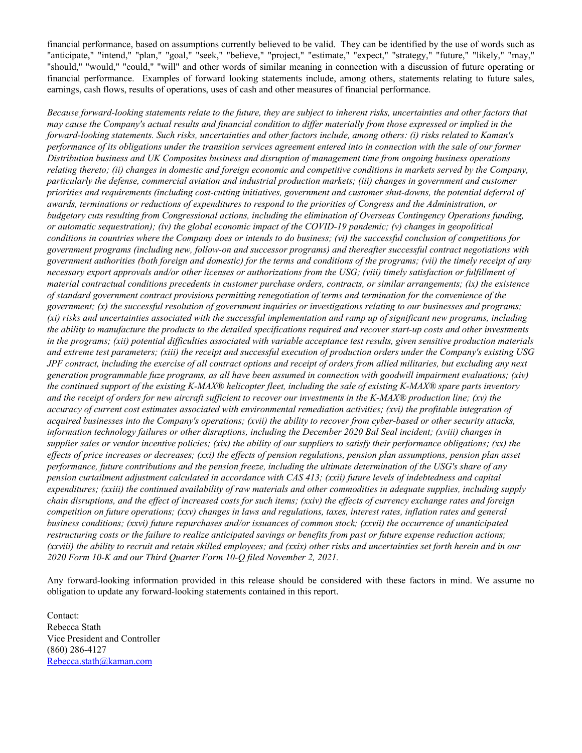financial performance, based on assumptions currently believed to be valid. They can be identified by the use of words such as "anticipate," "intend," "plan," "goal," "seek," "believe," "project," "estimate," "expect," "strategy," "future," "likely," "may," "should," "would," "could," "will" and other words of similar meaning in connection with a discussion of future operating or financial performance. Examples of forward looking statements include, among others, statements relating to future sales, earnings, cash flows, results of operations, uses of cash and other measures of financial performance.

*Because forward-looking statements relate to the future, they are subject to inherent risks, uncertainties and other factors that may cause the Company's actual results and financial condition to differ materially from those expressed or implied in the forward-looking statements. Such risks, uncertainties and other factors include, among others: (i) risks related to Kaman's performance of its obligations under the transition services agreement entered into in connection with the sale of our former Distribution business and UK Composites business and disruption of management time from ongoing business operations relating thereto; (ii) changes in domestic and foreign economic and competitive conditions in markets served by the Company, particularly the defense, commercial aviation and industrial production markets; (iii) changes in government and customer priorities and requirements (including cost-cutting initiatives, government and customer shut-downs, the potential deferral of awards, terminations or reductions of expenditures to respond to the priorities of Congress and the Administration, or budgetary cuts resulting from Congressional actions, including the elimination of Overseas Contingency Operations funding, or automatic sequestration); (iv) the global economic impact of the COVID-19 pandemic; (v) changes in geopolitical conditions in countries where the Company does or intends to do business; (vi) the successful conclusion of competitions for government programs (including new, follow-on and successor programs) and thereafter successful contract negotiations with government authorities (both foreign and domestic) for the terms and conditions of the programs; (vii) the timely receipt of any necessary export approvals and/or other licenses or authorizations from the USG; (viii) timely satisfaction or fulfillment of material contractual conditions precedents in customer purchase orders, contracts, or similar arrangements; (ix) the existence of standard government contract provisions permitting renegotiation of terms and termination for the convenience of the government; (x) the successful resolution of government inquiries or investigations relating to our businesses and programs; (xi) risks and uncertainties associated with the successful implementation and ramp up of significant new programs, including the ability to manufacture the products to the detailed specifications required and recover start-up costs and other investments in the programs; (xii) potential difficulties associated with variable acceptance test results, given sensitive production materials and extreme test parameters; (xiii) the receipt and successful execution of production orders under the Company's existing USG JPF contract, including the exercise of all contract options and receipt of orders from allied militaries, but excluding any next generation programmable fuze programs, as all have been assumed in connection with goodwill impairment evaluations; (xiv) the continued support of the existing K-MAX® helicopter fleet, including the sale of existing K-MAX® spare parts inventory and the receipt of orders for new aircraft sufficient to recover our investments in the K-MAX® production line; (xv) the accuracy of current cost estimates associated with environmental remediation activities; (xvi) the profitable integration of acquired businesses into the Company's operations; (xvii) the ability to recover from cyber-based or other security attacks, information technology failures or other disruptions, including the December 2020 Bal Seal incident; (xviii) changes in supplier sales or vendor incentive policies; (xix) the ability of our suppliers to satisfy their performance obligations; (xx) the effects of price increases or decreases; (xxi) the effects of pension regulations, pension plan assumptions, pension plan asset performance, future contributions and the pension freeze, including the ultimate determination of the USG's share of any pension curtailment adjustment calculated in accordance with CAS 413; (xxii) future levels of indebtedness and capital expenditures; (xxiii) the continued availability of raw materials and other commodities in adequate supplies, including supply chain disruptions, and the effect of increased costs for such items; (xxiv) the effects of currency exchange rates and foreign competition on future operations; (xxv) changes in laws and regulations, taxes, interest rates, inflation rates and general business conditions; (xxvi) future repurchases and/or issuances of common stock; (xxvii) the occurrence of unanticipated restructuring costs or the failure to realize anticipated savings or benefits from past or future expense reduction actions; (xxviii) the ability to recruit and retain skilled employees; and (xxix) other risks and uncertainties set forth herein and in our 2020 Form 10-K and our Third Quarter Form 10-Q filed November 2, 2021.*

Any forward-looking information provided in this release should be considered with these factors in mind. We assume no obligation to update any forward-looking statements contained in this report.

Contact:
Rebecca Stath
Vice President and Controller
(860) 286-4127
Rebecca.stath@kaman.com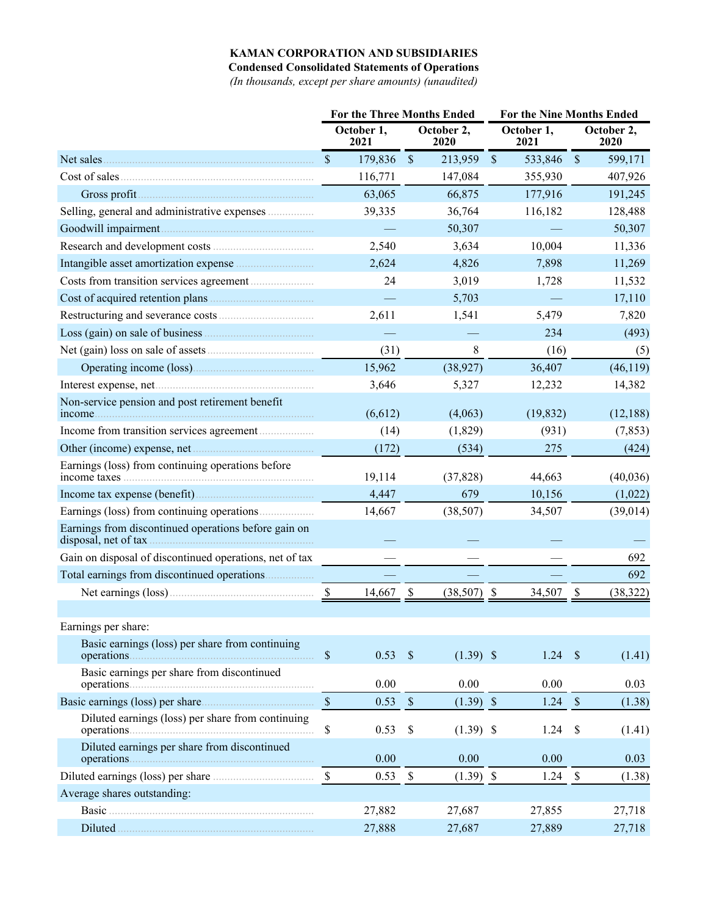**KAMAN CORPORATION AND SUBSIDIARIES**

**Condensed Consolidated Statements of Operations**

*(In thousands, except per share amounts) (unaudited)*

| | For the Three Months Ended | | For the Nine Months Ended | |
|---|---|---|---|---|
| | October 1, 2021 | October 2, 2020 | October 1, 2021 | October 2, 2020 |
| Net sales | $ 179,836 | $ 213,959 | $ 533,846 | $ 599,171 |
| Cost of sales | 116,771 | 147,084 | 355,930 | 407,926 |
| Gross profit | 63,065 | 66,875 | 177,916 | 191,245 |
| Selling, general and administrative expenses | 39,335 | 36,764 | 116,182 | 128,488 |
| Goodwill impairment | — | 50,307 | — | 50,307 |
| Research and development costs | 2,540 | 3,634 | 10,004 | 11,336 |
| Intangible asset amortization expense | 2,624 | 4,826 | 7,898 | 11,269 |
| Costs from transition services agreement | 24 | 3,019 | 1,728 | 11,532 |
| Cost of acquired retention plans | — | 5,703 | — | 17,110 |
| Restructuring and severance costs | 2,611 | 1,541 | 5,479 | 7,820 |
| Loss (gain) on sale of business | — | — | 234 | (493) |
| Net (gain) loss on sale of assets | (31) | 8 | (16) | (5) |
| Operating income (loss) | 15,962 | (38,927) | 36,407 | (46,119) |
| Interest expense, net | 3,646 | 5,327 | 12,232 | 14,382 |
| Non-service pension and post retirement benefit income | (6,612) | (4,063) | (19,832) | (12,188) |
| Income from transition services agreement | (14) | (1,829) | (931) | (7,853) |
| Other (income) expense, net | (172) | (534) | 275 | (424) |
| Earnings (loss) from continuing operations before income taxes | 19,114 | (37,828) | 44,663 | (40,036) |
| Income tax expense (benefit) | 4,447 | 679 | 10,156 | (1,022) |
| Earnings (loss) from continuing operations | 14,667 | (38,507) | 34,507 | (39,014) |
| Earnings from discontinued operations before gain on disposal, net of tax | — | — | — | — |
| Gain on disposal of discontinued operations, net of tax | — | — | — | 692 |
| Total earnings from discontinued operations | — | — | — | 692 |
| Net earnings (loss) | $ 14,667 | $ (38,507) | $ 34,507 | $ (38,322) |
| | | | | |
| Earnings per share: | | | | |
| Basic earnings (loss) per share from continuing operations | $ 0.53 | $ (1.39) | $ 1.24 | $ (1.41) |
| Basic earnings per share from discontinued operations | 0.00 | 0.00 | 0.00 | 0.03 |
| Basic earnings (loss) per share | $ 0.53 | $ (1.39) | $ 1.24 | $ (1.38) |
| Diluted earnings (loss) per share from continuing operations | $ 0.53 | $ (1.39) | $ 1.24 | $ (1.41) |
| Diluted earnings per share from discontinued operations | 0.00 | 0.00 | 0.00 | 0.03 |
| Diluted earnings (loss) per share | $ 0.53 | $ (1.39) | $ 1.24 | $ (1.38) |
| Average shares outstanding: | | | | |
| Basic | 27,882 | 27,687 | 27,855 | 27,718 |
| Diluted | 27,888 | 27,687 | 27,889 | 27,718 |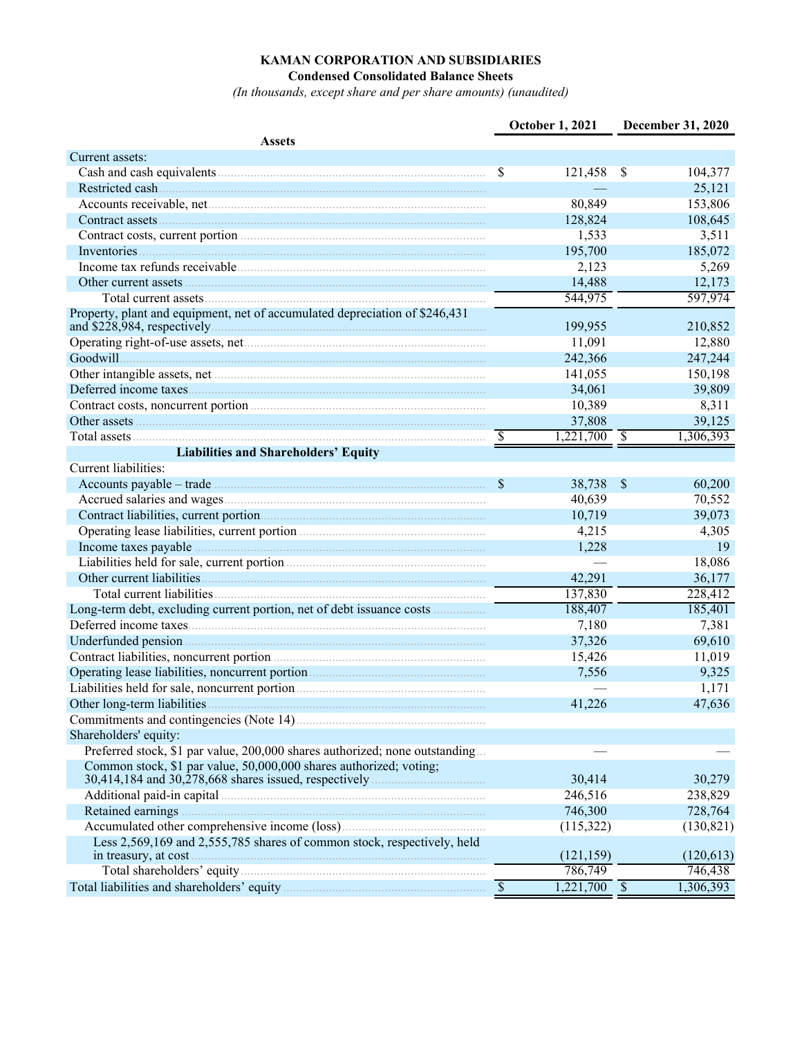**KAMAN CORPORATION AND SUBSIDIARIES**

**Condensed Consolidated Balance Sheets**

*(In thousands, except share and per share amounts) (unaudited)*

| | October 1, 2021 | December 31, 2020 |
|---|---|---|
| **Assets** | | |
| Current assets: | | |
| Cash and cash equivalents | $ 121,458 | $ 104,377 |
| Restricted cash | — | 25,121 |
| Accounts receivable, net | 80,849 | 153,806 |
| Contract assets | 128,824 | 108,645 |
| Contract costs, current portion | 1,533 | 3,511 |
| Inventories | 195,700 | 185,072 |
| Income tax refunds receivable | 2,123 | 5,269 |
| Other current assets | 14,488 | 12,173 |
| Total current assets | 544,975 | 597,974 |
| Property, plant and equipment, net of accumulated depreciation of $246,431 and $228,984, respectively | 199,955 | 210,852 |
| Operating right-of-use assets, net | 11,091 | 12,880 |
| Goodwill | 242,366 | 247,244 |
| Other intangible assets, net | 141,055 | 150,198 |
| Deferred income taxes | 34,061 | 39,809 |
| Contract costs, noncurrent portion | 10,389 | 8,311 |
| Other assets | 37,808 | 39,125 |
| Total assets | $ 1,221,700 | $ 1,306,393 |
| **Liabilities and Shareholders' Equity** | | |
| Current liabilities: | | |
| Accounts payable – trade | $ 38,738 | $ 60,200 |
| Accrued salaries and wages | 40,639 | 70,552 |
| Contract liabilities, current portion | 10,719 | 39,073 |
| Operating lease liabilities, current portion | 4,215 | 4,305 |
| Income taxes payable | 1,228 | 19 |
| Liabilities held for sale, current portion | — | 18,086 |
| Other current liabilities | 42,291 | 36,177 |
| Total current liabilities | 137,830 | 228,412 |
| Long-term debt, excluding current portion, net of debt issuance costs | 188,407 | 185,401 |
| Deferred income taxes | 7,180 | 7,381 |
| Underfunded pension | 37,326 | 69,610 |
| Contract liabilities, noncurrent portion | 15,426 | 11,019 |
| Operating lease liabilities, noncurrent portion | 7,556 | 9,325 |
| Liabilities held for sale, noncurrent portion | — | 1,171 |
| Other long-term liabilities | 41,226 | 47,636 |
| Commitments and contingencies (Note 14) | | |
| Shareholders' equity: | | |
| Preferred stock, $1 par value, 200,000 shares authorized; none outstanding | — | — |
| Common stock, $1 par value, 50,000,000 shares authorized; voting; 30,414,184 and 30,278,668 shares issued, respectively | 30,414 | 30,279 |
| Additional paid-in capital | 246,516 | 238,829 |
| Retained earnings | 746,300 | 728,764 |
| Accumulated other comprehensive income (loss) | (115,322) | (130,821) |
| Less 2,569,169 and 2,555,785 shares of common stock, respectively, held in treasury, at cost | (121,159) | (120,613) |
| Total shareholders' equity | 786,749 | 746,438 |
| Total liabilities and shareholders' equity | $ 1,221,700 | $ 1,306,393 |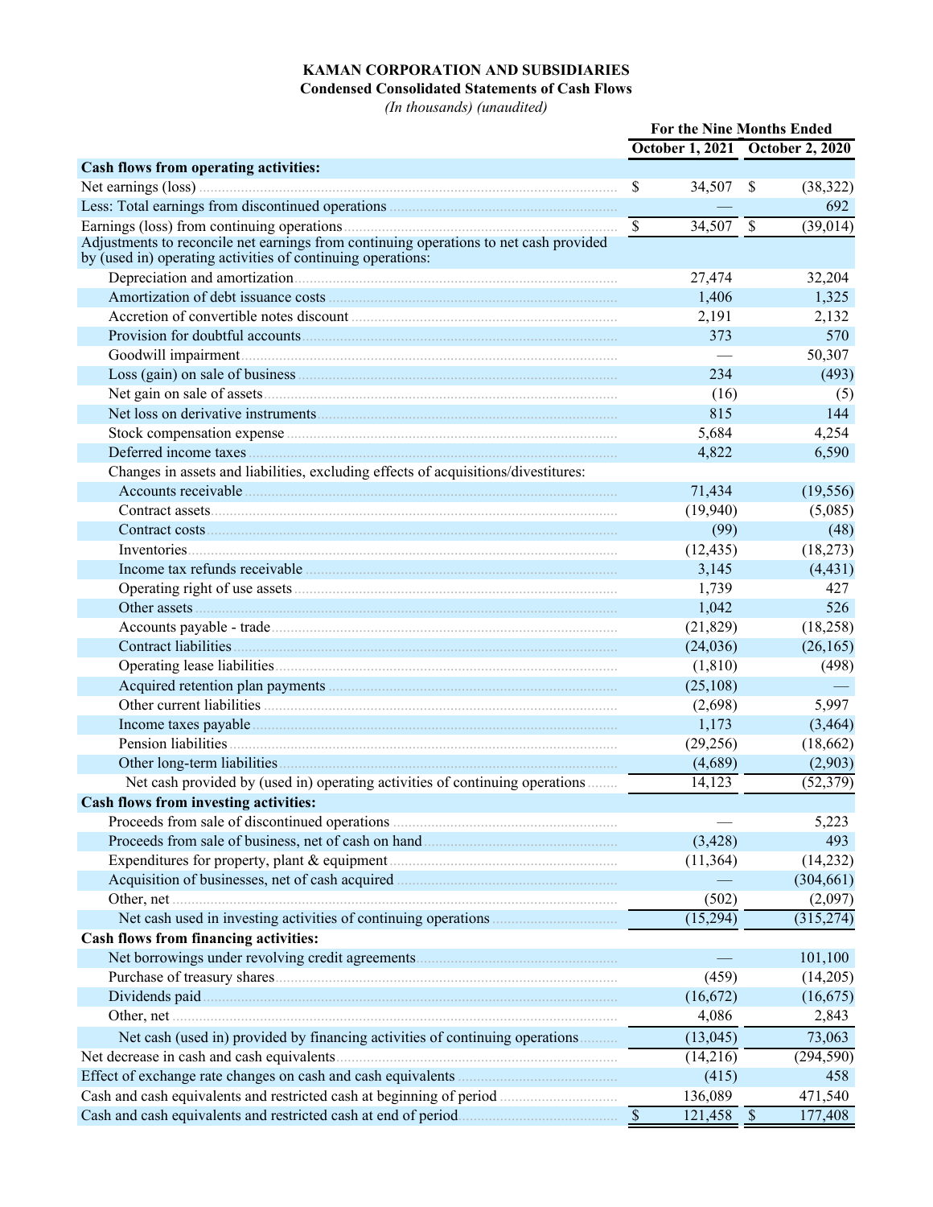**KAMAN CORPORATION AND SUBSIDIARIES**

**Condensed Consolidated Statements of Cash Flows**

*(In thousands) (unaudited)*

| | For the Nine Months Ended | |
|---|---|---|
| | October 1, 2021 | October 2, 2020 |
| **Cash flows from operating activities:** | | |
| Net earnings (loss) | $ 34,507 | $ (38,322) |
| Less: Total earnings from discontinued operations | — | 692 |
| Earnings (loss) from continuing operations | $ 34,507 | $ (39,014) |
| Adjustments to reconcile net earnings from continuing operations to net cash provided by (used in) operating activities of continuing operations: | | |
| Depreciation and amortization | 27,474 | 32,204 |
| Amortization of debt issuance costs | 1,406 | 1,325 |
| Accretion of convertible notes discount | 2,191 | 2,132 |
| Provision for doubtful accounts | 373 | 570 |
| Goodwill impairment | — | 50,307 |
| Loss (gain) on sale of business | 234 | (493) |
| Net gain on sale of assets | (16) | (5) |
| Net loss on derivative instruments | 815 | 144 |
| Stock compensation expense | 5,684 | 4,254 |
| Deferred income taxes | 4,822 | 6,590 |
| Changes in assets and liabilities, excluding effects of acquisitions/divestitures: | | |
| Accounts receivable | 71,434 | (19,556) |
| Contract assets | (19,940) | (5,085) |
| Contract costs | (99) | (48) |
| Inventories | (12,435) | (18,273) |
| Income tax refunds receivable | 3,145 | (4,431) |
| Operating right of use assets | 1,739 | 427 |
| Other assets | 1,042 | 526 |
| Accounts payable - trade | (21,829) | (18,258) |
| Contract liabilities | (24,036) | (26,165) |
| Operating lease liabilities | (1,810) | (498) |
| Acquired retention plan payments | (25,108) | — |
| Other current liabilities | (2,698) | 5,997 |
| Income taxes payable | 1,173 | (3,464) |
| Pension liabilities | (29,256) | (18,662) |
| Other long-term liabilities | (4,689) | (2,903) |
| Net cash provided by (used in) operating activities of continuing operations | 14,123 | (52,379) |
| **Cash flows from investing activities:** | | |
| Proceeds from sale of discontinued operations | — | 5,223 |
| Proceeds from sale of business, net of cash on hand | (3,428) | 493 |
| Expenditures for property, plant & equipment | (11,364) | (14,232) |
| Acquisition of businesses, net of cash acquired | — | (304,661) |
| Other, net | (502) | (2,097) |
| Net cash used in investing activities of continuing operations | (15,294) | (315,274) |
| **Cash flows from financing activities:** | | |
| Net borrowings under revolving credit agreements | — | 101,100 |
| Purchase of treasury shares | (459) | (14,205) |
| Dividends paid | (16,672) | (16,675) |
| Other, net | 4,086 | 2,843 |
| Net cash (used in) provided by financing activities of continuing operations | (13,045) | 73,063 |
| Net decrease in cash and cash equivalents | (14,216) | (294,590) |
| Effect of exchange rate changes on cash and cash equivalents | (415) | 458 |
| Cash and cash equivalents and restricted cash at beginning of period | 136,089 | 471,540 |
| Cash and cash equivalents and restricted cash at end of period | $ 121,458 | $ 177,408 |